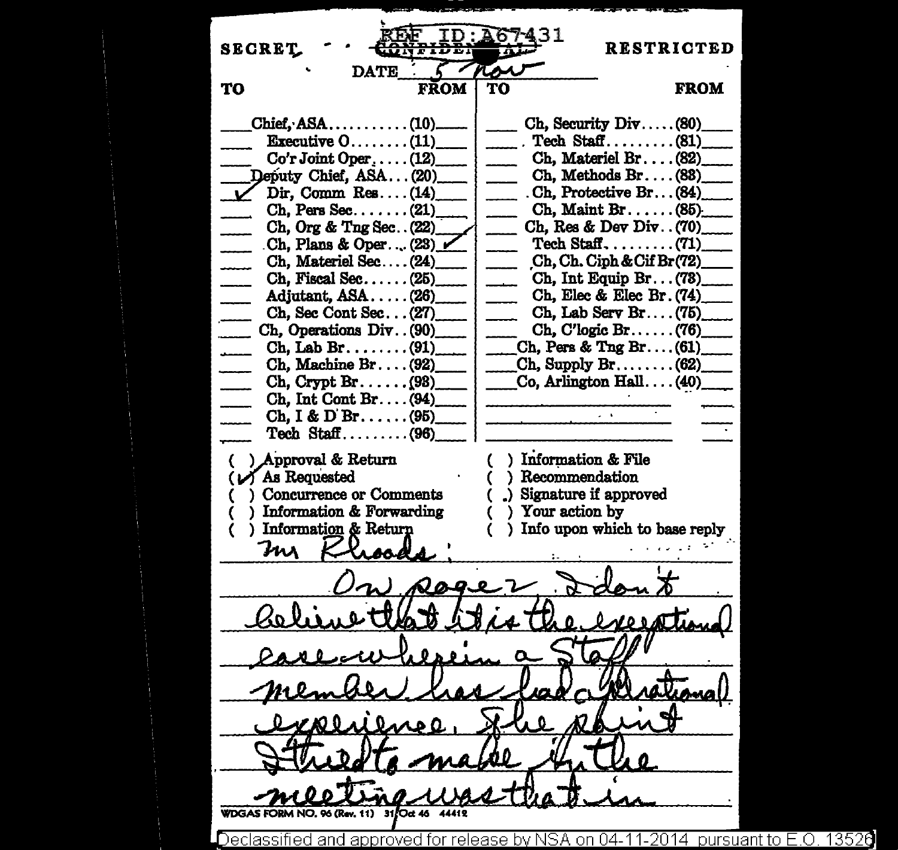REF ID:A67431

SECRET ~~CONFIDENTIAL~~ RESTRICTED

DATE: 5 Nov

| TO | | FROM | TO | | FROM |
|---|---|---|---|---|---|
| | Chief, ASA (10) | | | Ch, Security Div (80) | |
| | Executive O (11) | | | Tech Staff (81) | |
| | Co'r Joint Oper (12) | | | Ch, Materiel Br (82) | |
| | Deputy Chief, ASA (20) | | | Ch, Methods Br (83) | |
| ✓ | Dir, Comm Res (14) | | | Ch, Protective Br (84) | |
| | Ch, Pers Sec (21) | | | Ch, Maint Br (85) | |
| | Ch, Org & Tng Sec (22) | | | Ch, Res & Dev Div (70) | |
| | Ch, Plans & Oper (23) | ✓ | | Tech Staff (71) | |
| | Ch, Materiel Sec (24) | | | Ch, Ch. Ciph & Cif Br (72) | |
| | Ch, Fiscal Sec (25) | | | Ch, Int Equip Br (73) | |
| | Adjutant, ASA (26) | | | Ch, Elec & Elec Br (74) | |
| | Ch, Sec Cont Sec (27) | | | Ch, Lab Serv Br (75) | |
| | Ch, Operations Div (90) | | | Ch, C'logic Br (76) | |
| | Ch, Lab Br (91) | | | Ch, Pers & Tng Br (61) | |
| | Ch, Machine Br (92) | | | Ch, Supply Br (62) | |
| | Ch, Crypt Br (93) | | | Co, Arlington Hall (40) | |
| | Ch, Int Cont Br (94) | | | | |
| | Ch, I & D Br (95) | | | | |
| | Tech Staff (96) | | | | |

( ) Approval & Return
(✓) As Requested
( ) Concurrence or Comments
( ) Information & Forwarding
( ) Information & Return
( ) Information & File
( ) Recommendation
( ) Signature if approved
( ) Your action by
( ) Info upon which to base reply

Mr Rhoads:

On page 2 I don't believe that it is the exceptional case wherein a Staff member has had operational experience. The point I tried to make in the meeting was that in

WDGAS FORM NO. 96 (Rev. 11) 31 Oct 46 44412

Declassified and approved for release by NSA on 04-11-2014 pursuant to E.O. 13526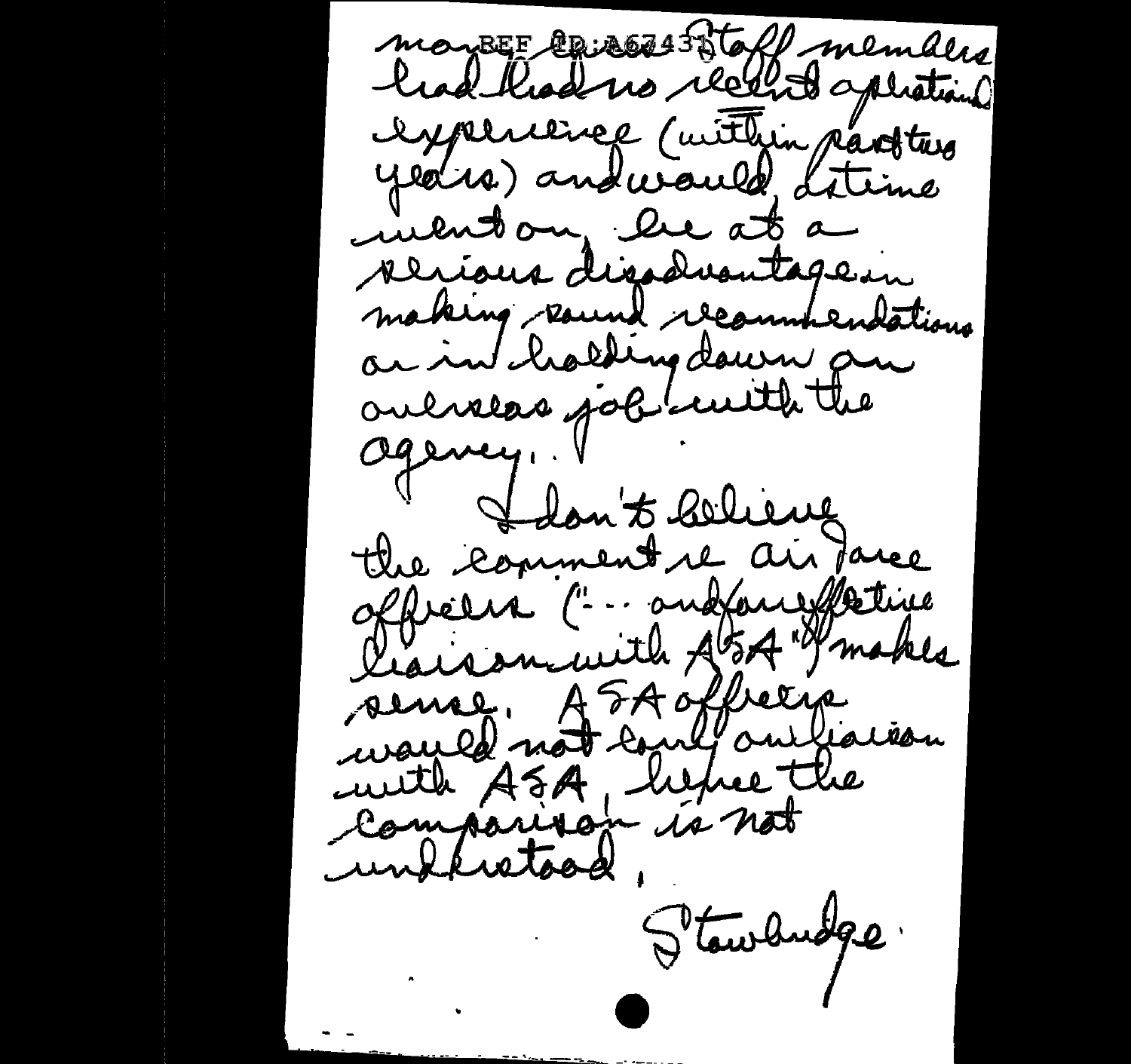many (three) staff members had had no recent operational experience (within past two years) and would, at time ment on, be at a serious disadvantage in making sound recommendations or in holding down an overseas job with the agency.

I don't believe the comment re Air Force officers ("... and/or effective liaison with ASA") makes sense. ASA officers would not carry on liaison with ASA, hence the comparison is not understood.

Stowbridge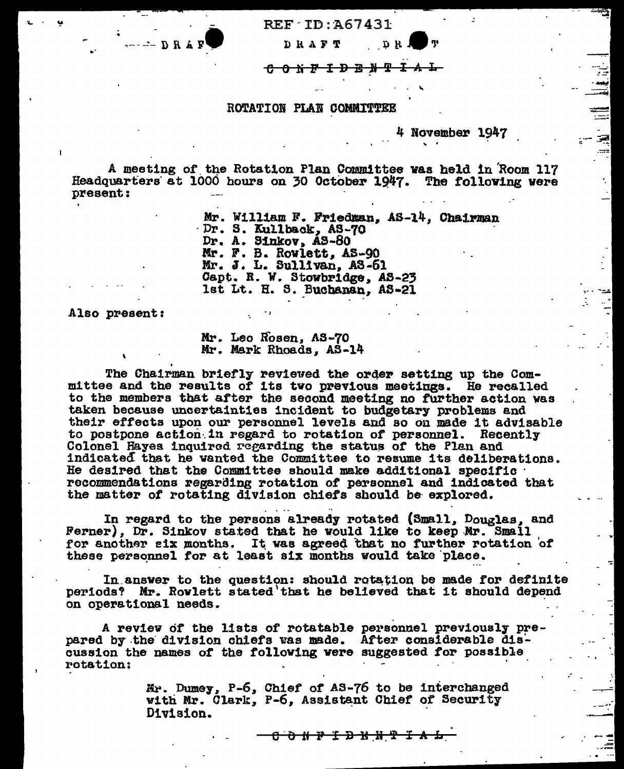REF ID:A67431

DRAFT DRAFT DRAFT

~~CONFIDENTIAL~~

ROTATION PLAN COMMITTEE

4 November 1947

A meeting of the Rotation Plan Committee was held in Room 117 Headquarters at 1000 hours on 30 October 1947. The following were present:

> Mr. William F. Friedman, AS-14, Chairman
> Dr. S. Kullback, AS-70
> Dr. A. Sinkov, AS-80
> Mr. F. B. Rowlett, AS-90
> Mr. J. L. Sullivan, AS-61
> Capt. R. W. Stowbridge, AS-23
> 1st Lt. H. S. Buchanan, AS-21

Also present:

> Mr. Leo Rosen, AS-70
> Mr. Mark Rhoads, AS-14

The Chairman briefly reviewed the order setting up the Committee and the results of its two previous meetings. He recalled to the members that after the second meeting no further action was taken because uncertainties incident to budgetary problems and their effects upon our personnel levels and so on made it advisable to postpone action in regard to rotation of personnel. Recently Colonel Hayes inquired regarding the status of the Plan and indicated that he wanted the Committee to resume its deliberations. He desired that the Committee should make additional specific recommendations regarding rotation of personnel and indicated that the matter of rotating division chiefs should be explored.

In regard to the persons already rotated (Small, Douglas, and Ferner), Dr. Sinkov stated that he would like to keep Mr. Small for another six months. It was agreed that no further rotation of these personnel for at least six months would take place.

In answer to the question: should rotation be made for definite periods? Mr. Rowlett stated that he believed that it should depend on operational needs.

A review of the lists of rotatable personnel previously prepared by the division chiefs was made. After considerable discussion the names of the following were suggested for possible rotation:

> Mr. Dumey, P-6, Chief of AS-76 to be interchanged with Mr. Clark, P-6, Assistant Chief of Security Division.

~~CONFIDENTIAL~~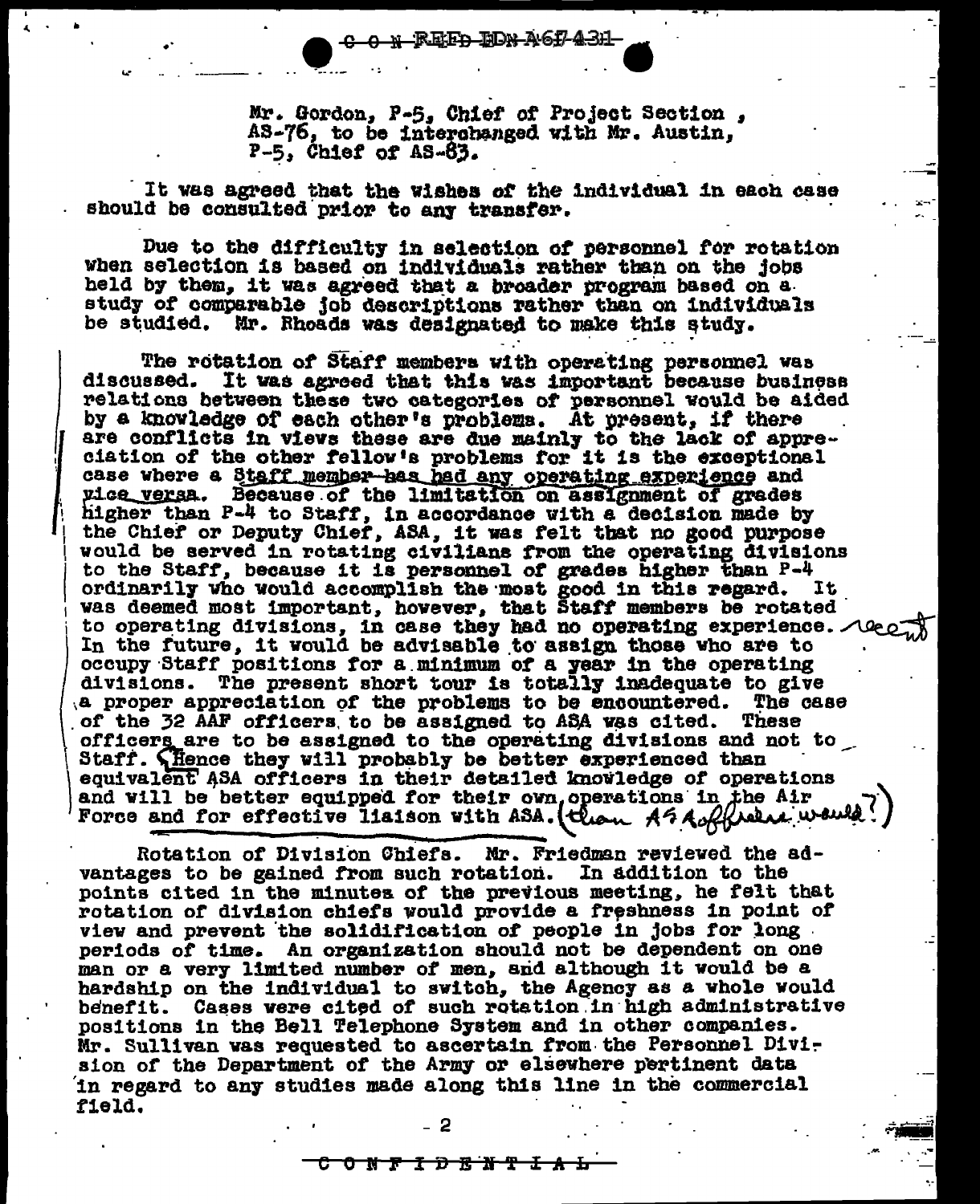Mr. Gordon, P-5, Chief of Project Section, AS-76, to be interchanged with Mr. Austin, P-5, Chief of AS-83.

It was agreed that the wishes of the individual in each case should be consulted prior to any transfer.

Due to the difficulty in selection of personnel for rotation when selection is based on individuals rather than on the jobs held by them, it was agreed that a broader program based on a study of comparable job descriptions rather than on individuals be studied. Mr. Rhoads was designated to make this study.

The rotation of Staff members with operating personnel was discussed. It was agreed that this was important because business relations between these two categories of personnel would be aided by a knowledge of each other's problems. At present, if there are conflicts in views these are due mainly to the lack of appreciation of the other fellow's problems for it is the exceptional case where a Staff member has had any operating experience and vice versa. Because of the limitation on assignment of grades higher than P-4 to Staff, in accordance with a decision made by the Chief or Deputy Chief, ASA, it was felt that no good purpose would be served in rotating civilians from the operating divisions to the Staff, because it is personnel of grades higher than P-4 ordinarily who would accomplish the most good in this regard. It was deemed most important, however, that Staff members be rotated to operating divisions, in case they had no operating experience. ~~recent~~ In the future, it would be advisable to assign those who are to occupy Staff positions for a minimum of a year in the operating divisions. The present short tour is totally inadequate to give a proper appreciation of the problems to be encountered. The case of the 32 AAF officers to be assigned to ASA was cited. These officers are to be assigned to the operating divisions and not to Staff. Hence they will probably be better experienced than equivalent ASA officers in their detailed knowledge of operations and will be better equipped for their own operations in the Air Force and for effective liaison with ASA. (than ASA officers would?)

Rotation of Division Chiefs. Mr. Friedman reviewed the advantages to be gained from such rotation. In addition to the points cited in the minutes of the previous meeting, he felt that rotation of division chiefs would provide a freshness in point of view and prevent the solidification of people in jobs for long periods of time. An organization should not be dependent on one man or a very limited number of men, and although it would be a hardship on the individual to switch, the Agency as a whole would benefit. Cases were cited of such rotation in high administrative positions in the Bell Telephone System and in other companies. Mr. Sullivan was requested to ascertain from the Personnel Division of the Department of the Army or elsewhere pertinent data in regard to any studies made along this line in the commercial field.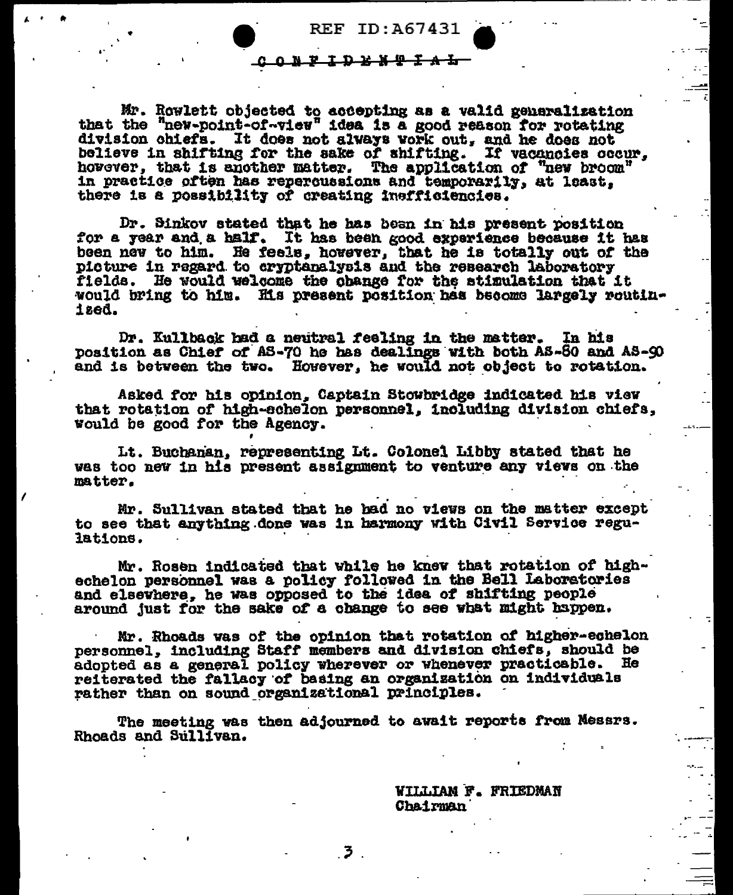CONFIDENTIAL

Mr. Rowlett objected to accepting as a valid generalization that the "new-point-of-view" idea is a good reason for rotating division chiefs. It does not always work out, and he does not believe in shifting for the sake of shifting. If vacancies occur, however, that is another matter. The application of "new broom" in practice often has repercussions and temporarily, at least, there is a possibility of creating inefficiencies.

Dr. Sinkov stated that he has been in his present position for a year and a half. It has been good experience because it has been new to him. He feels, however, that he is totally out of the picture in regard to cryptanalysis and the research laboratory fields. He would welcome the change for the stimulation that it would bring to him. His present position has become largely routinized.

Dr. Kullback had a neutral feeling in the matter. In his position as Chief of AS-70 he has dealings with both AS-80 and AS-90 and is between the two. However, he would not object to rotation.

Asked for his opinion, Captain Stowbridge indicated his view that rotation of high-echelon personnel, including division chiefs, would be good for the Agency.

Lt. Buchanan, representing Lt. Colonel Libby stated that he was too new in his present assignment to venture any views on the matter.

Mr. Sullivan stated that he had no views on the matter except to see that anything done was in harmony with Civil Service regulations.

Mr. Rosen indicated that while he knew that rotation of high-echelon personnel was a policy followed in the Bell Laboratories and elsewhere, he was opposed to the idea of shifting people around just for the sake of a change to see what might happen.

Mr. Rhoads was of the opinion that rotation of higher-echelon personnel, including Staff members and division chiefs, should be adopted as a general policy wherever or whenever practicable. He reiterated the fallacy of basing an organization on individuals rather than on sound organizational principles.

The meeting was then adjourned to await reports from Messrs. Rhoads and Sullivan.

WILLIAM F. FRIEDMAN
Chairman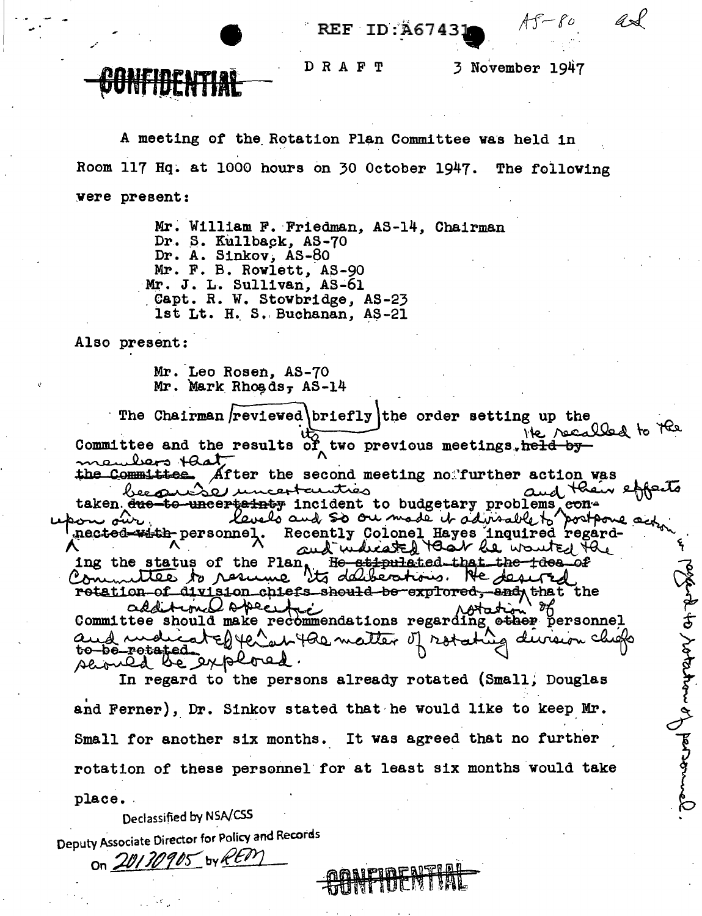REF ID:A67431 AS-80

CONFIDENTIAL

D R A F T 3 November 1947

A meeting of the Rotation Plan Committee was held in Room 117 Hq. at 1000 hours on 30 October 1947. The following were present:

- Mr. William F. Friedman, AS-14, Chairman
- Dr. S. Kullback, AS-70
- Dr. A. Sinkov, AS-80
- Mr. F. B. Rowlett, AS-90
- Mr. J. L. Sullivan, AS-61
- Capt. R. W. Stowbridge, AS-23
- 1st Lt. H. S. Buchanan, AS-21

Also present:

- Mr. Leo Rosen, AS-70
- Mr. Mark Rhoads, AS-14

The Chairman reviewed briefly the order setting up the Committee and the results of its two previous meetings. He recalled to the members that after the second meeting no further action was taken because uncertainties incident to budgetary problems and their effects upon our personnel levels and so on made it advisable to postpone action. Recently Colonel Hayes inquired regarding the status of the Plan and indicated that he wanted the Committee to resume its deliberations. He desired that the Committee should make additional specific recommendations regarding rotation of personnel and indicated that the matter of rotating division chiefs should be explored.

In regard to the persons already rotated (Small, Douglas and Ferner), Dr. Sinkov stated that he would like to keep Mr. Small for another six months. It was agreed that no further rotation of these personnel for at least six months would take place.

Declassified by NSA/CSS Deputy Associate Director for Policy and Records On 20130905 by REM

CONFIDENTIAL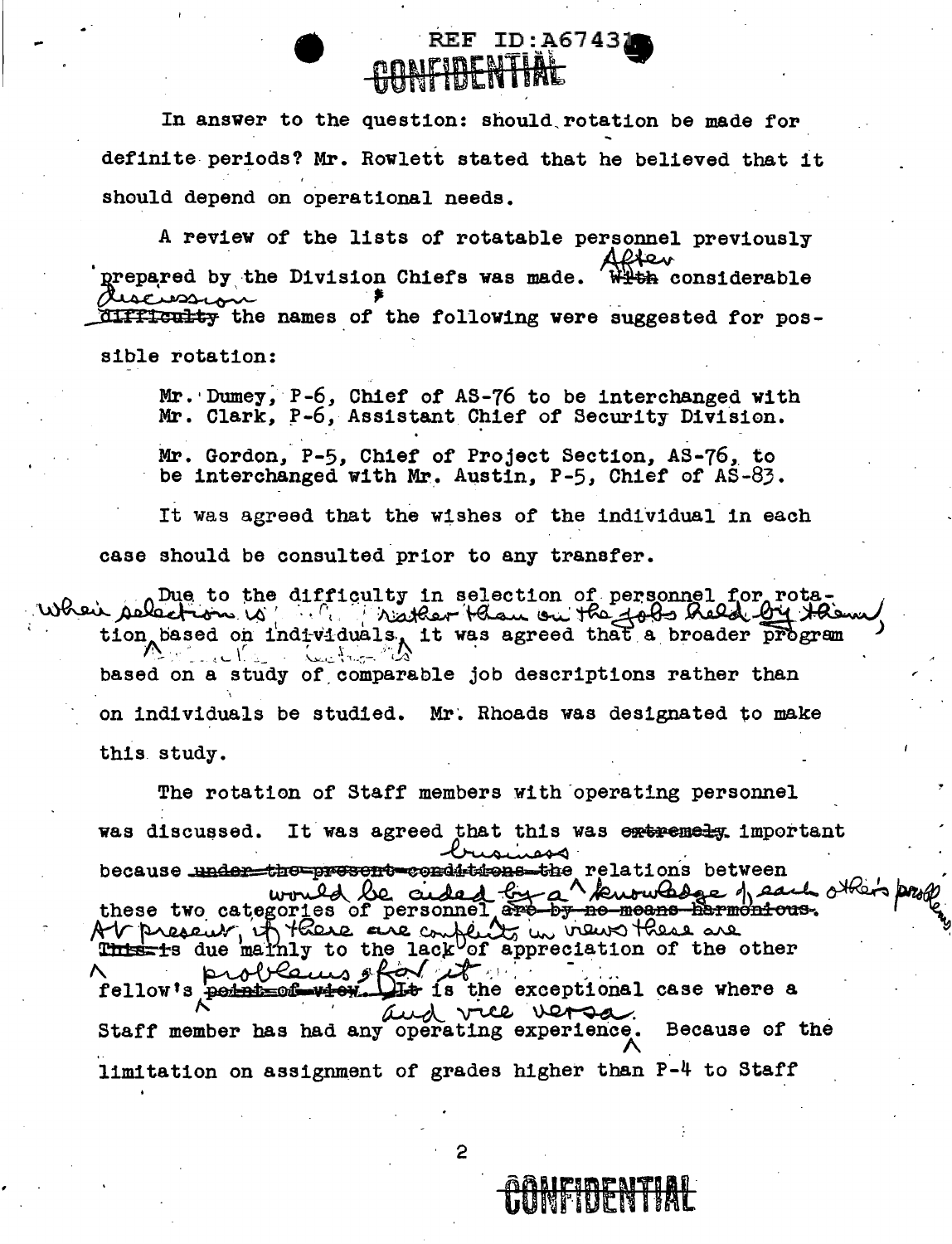In answer to the question: should rotation be made for definite periods? Mr. Rowlett stated that he believed that it should depend on operational needs.

A review of the lists of rotatable personnel previously prepared by the Division Chiefs was made. After considerable discussion the names of the following were suggested for possible rotation:

Mr. Dumey, P-6, Chief of AS-76 to be interchanged with Mr. Clark, P-6, Assistant Chief of Security Division.

Mr. Gordon, P-5, Chief of Project Section, AS-76, to be interchanged with Mr. Austin, P-5, Chief of AS-83.

It was agreed that the wishes of the individual in each case should be consulted prior to any transfer.

Due to the difficulty in selection of personnel for rotation when selection is based on individuals rather than on the jobs held by them, it was agreed that a broader program based on a study of comparable job descriptions rather than on individuals be studied. Mr. Rhoads was designated to make this study.

The rotation of Staff members with operating personnel was discussed. It was agreed that this was important because business relations between these two categories of personnel would be aided by a knowledge of each other's problems. At present, if there are conflicts in views these are due mainly to the lack of appreciation of the other fellow's problems, for it is the exceptional case where a Staff member has had any operating experience, and vice versa. Because of the limitation on assignment of grades higher than P-4 to Staff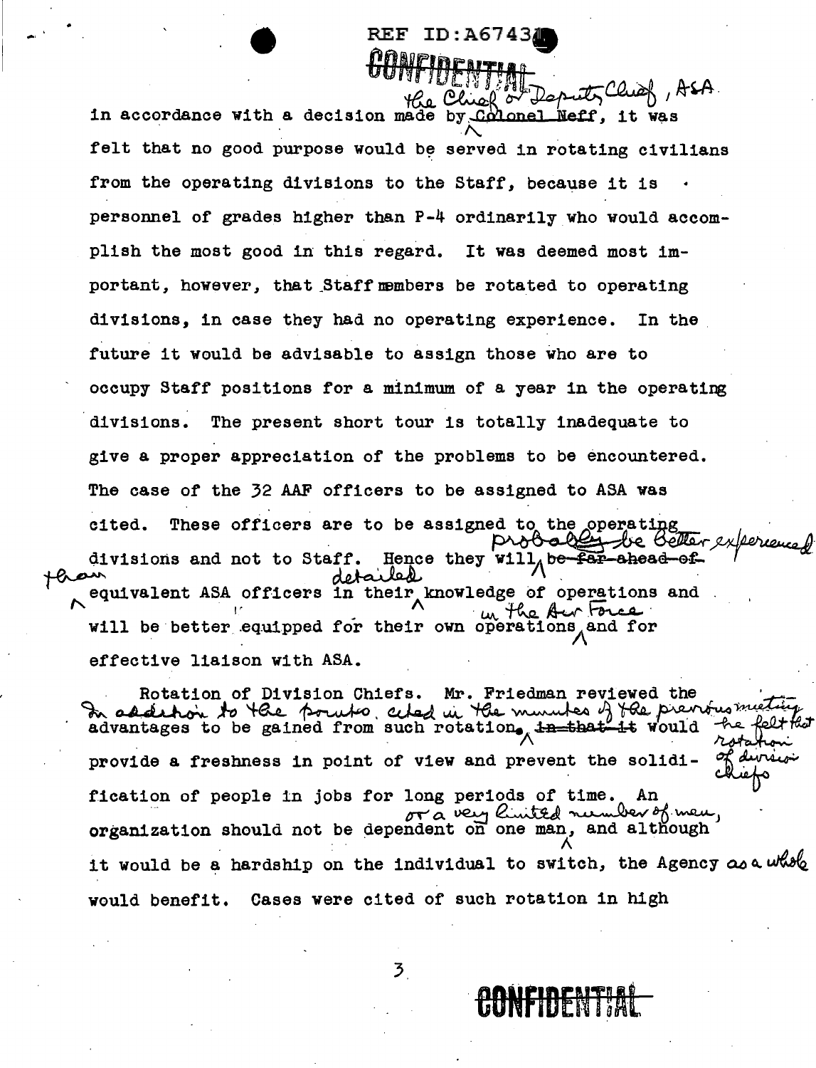in accordance with a decision made by the Chief or Deputy Chief, ASA ~~Colonel Neff~~, it was felt that no good purpose would be served in rotating civilians from the operating divisions to the Staff, because it is personnel of grades higher than P-4 ordinarily who would accomplish the most good in this regard. It was deemed most important, however, that Staff members be rotated to operating divisions, in case they had no operating experience. In the future it would be advisable to assign those who are to occupy Staff positions for a minimum of a year in the operating divisions. The present short tour is totally inadequate to give a proper appreciation of the problems to be encountered. The case of the 32 AAF officers to be assigned to ASA was cited. These officers are to be assigned to the operating divisions and not to Staff. Hence they will probably be better experienced ~~be far ahead of~~ than equivalent ASA officers detailed in their knowledge of operations and will be better equipped for their own operations in the Air Force and for effective liaison with ASA.

Rotation of Division Chiefs. Mr. Friedman reviewed the advantages to be gained from such rotation. In addition to the points cited in the minutes of the previous meeting he felt that rotation of division chiefs ~~in that it~~ would provide a freshness in point of view and prevent the solidification of people in jobs for long periods of time. An organization should not be dependent on one man, or a very limited number of men, and although it would be a hardship on the individual to switch, the Agency as a whole would benefit. Cases were cited of such rotation in high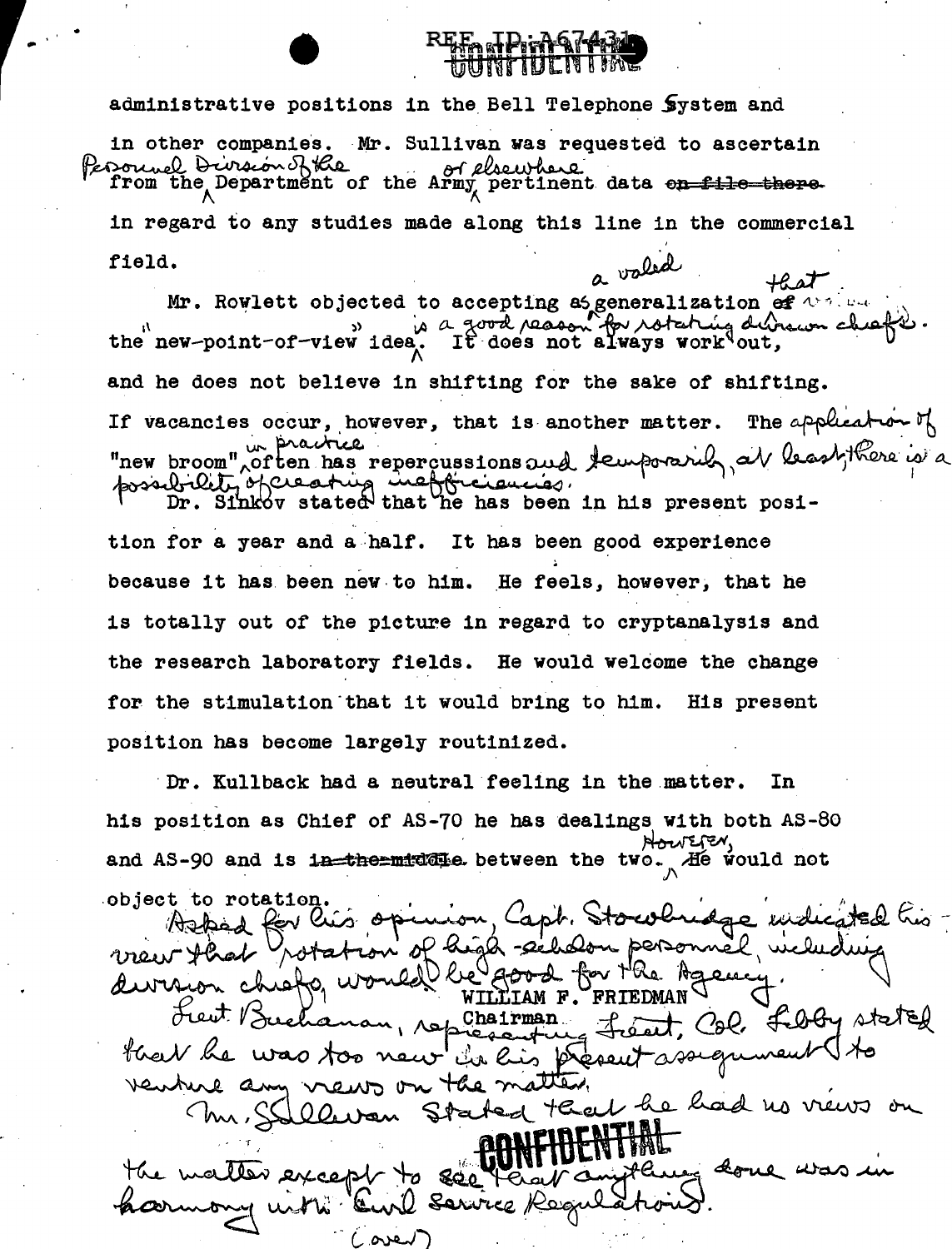administrative positions in the Bell Telephone System and in other companies. Mr. Sullivan was requested to ascertain from the Personnel Division of the Department of the Army or elsewhere pertinent data in regard to any studies made along this line in the commercial field.

Mr. Rowlett objected to accepting as a valid generalization that the "new-point-of-view" idea is a good reason for rotating division chiefs. It does not always work out, and he does not believe in shifting for the sake of shifting. If vacancies occur, however, that is another matter. The application of "new broom" in practice often has repercussions and temporarily, at least, there is a possibility of creating inefficiencies.

Dr. Sinkov stated that he has been in his present position for a year and a half. It has been good experience because it has been new to him. He feels, however, that he is totally out of the picture in regard to cryptanalysis and the research laboratory fields. He would welcome the change for the stimulation that it would bring to him. His present position has become largely routinized.

Dr. Kullback had a neutral feeling in the matter. In his position as Chief of AS-70 he has dealings with both AS-80 and AS-90 and is between the two. However, he would not object to rotation.

Asked for his opinion, Capt. Stowbridge indicated his view that rotation of high-echelon personnel, including division chiefs, would be good for the Agency.

Lieut. Buchanan, representing Lieut. Col. Libby stated that he was too new in his present assignment to venture any views on the matter.

Mr. Sullivan stated that he had no views on the matter except to see that anything done was in harmony with Civil Service Regulations.

WILLIAM F. FRIEDMAN
Chairman

(over)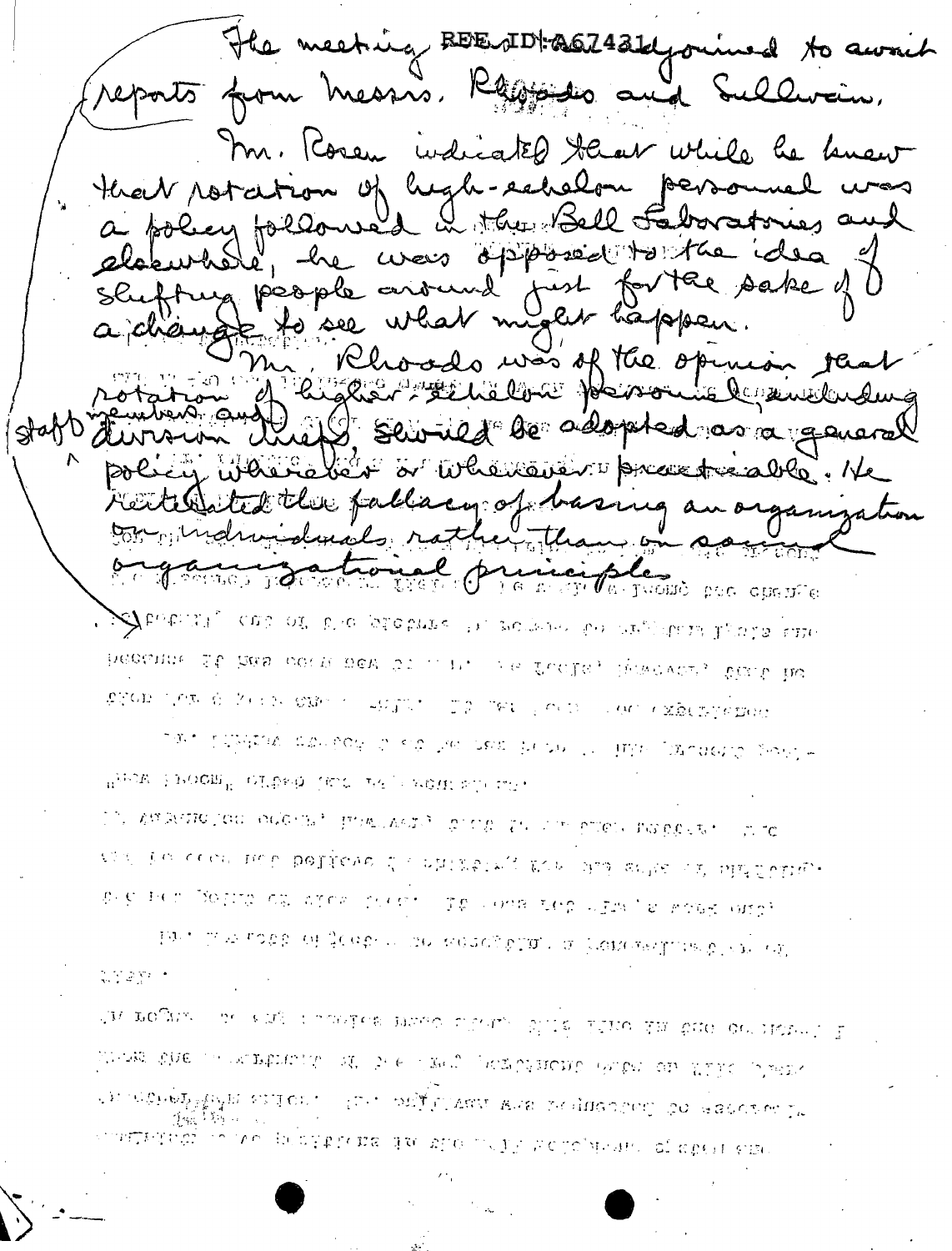The meeting adjourned to await reports from Messrs. Rhoads and Sullivan.

Mr. Rosen indicated that while he knew that rotation of high-echelon personnel was a policy followed in the Bell Laboratories and elsewhere, he was opposed to the idea of shifting people around just for the sake of a change to see what might happen.

Mr. Rhoads was of the opinion that rotation of higher-echelon personnel, including staff members and division chiefs, should be adopted as a general policy wherever or whenever practicable. He reiterated the fallacy of basing an organization on individuals rather than on sound organizational principles.